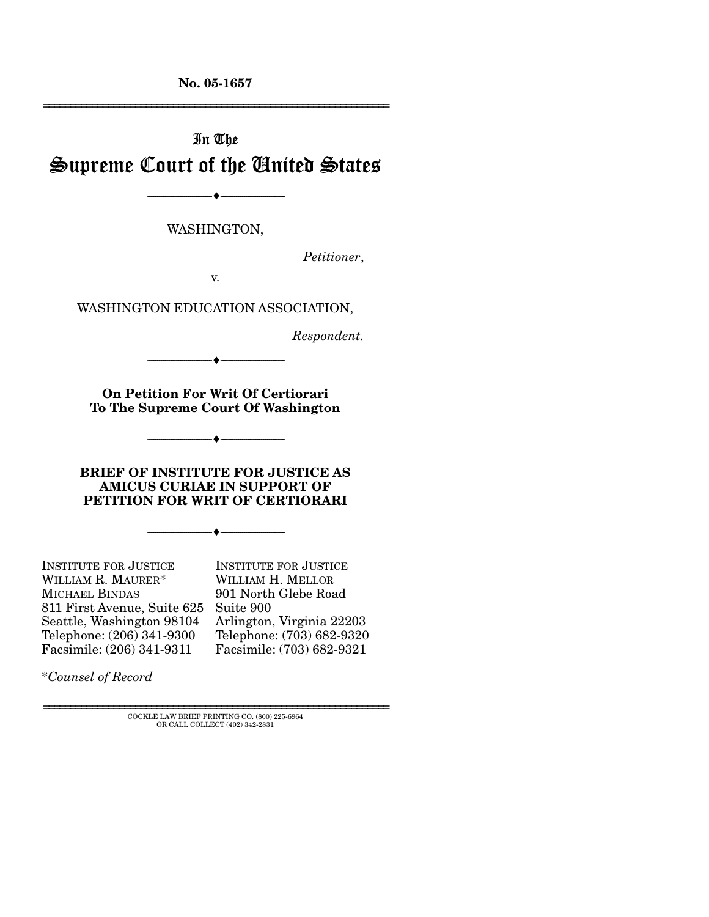**No. 05-1657**

---

In The

# Supreme Court of the United States

---

WASHINGTON,

*Petitioner*,

v.

WASHINGTON EDUCATION ASSOCIATION,

*Respondent*.

---

**On Petition For Writ Of Certiorari To The Supreme Court Of Washington**

---

**BRIEF OF INSTITUTE FOR JUSTICE AS AMICUS CURIAE IN SUPPORT OF PETITION FOR WRIT OF CERTIORARI**

---

INSTITUTE FOR JUSTICE
WILLIAM R. MAURER*
MICHAEL BINDAS
811 First Avenue, Suite 625
Seattle, Washington 98104
Telephone: (206) 341-9300
Facsimile: (206) 341-9311

INSTITUTE FOR JUSTICE
WILLIAM H. MELLOR
901 North Glebe Road
Suite 900
Arlington, Virginia 22203
Telephone: (703) 682-9320
Facsimile: (703) 682-9321

**Counsel of Record*

---

COCKLE LAW BRIEF PRINTING CO. (800) 225-6964
OR CALL COLLECT (402) 342-2831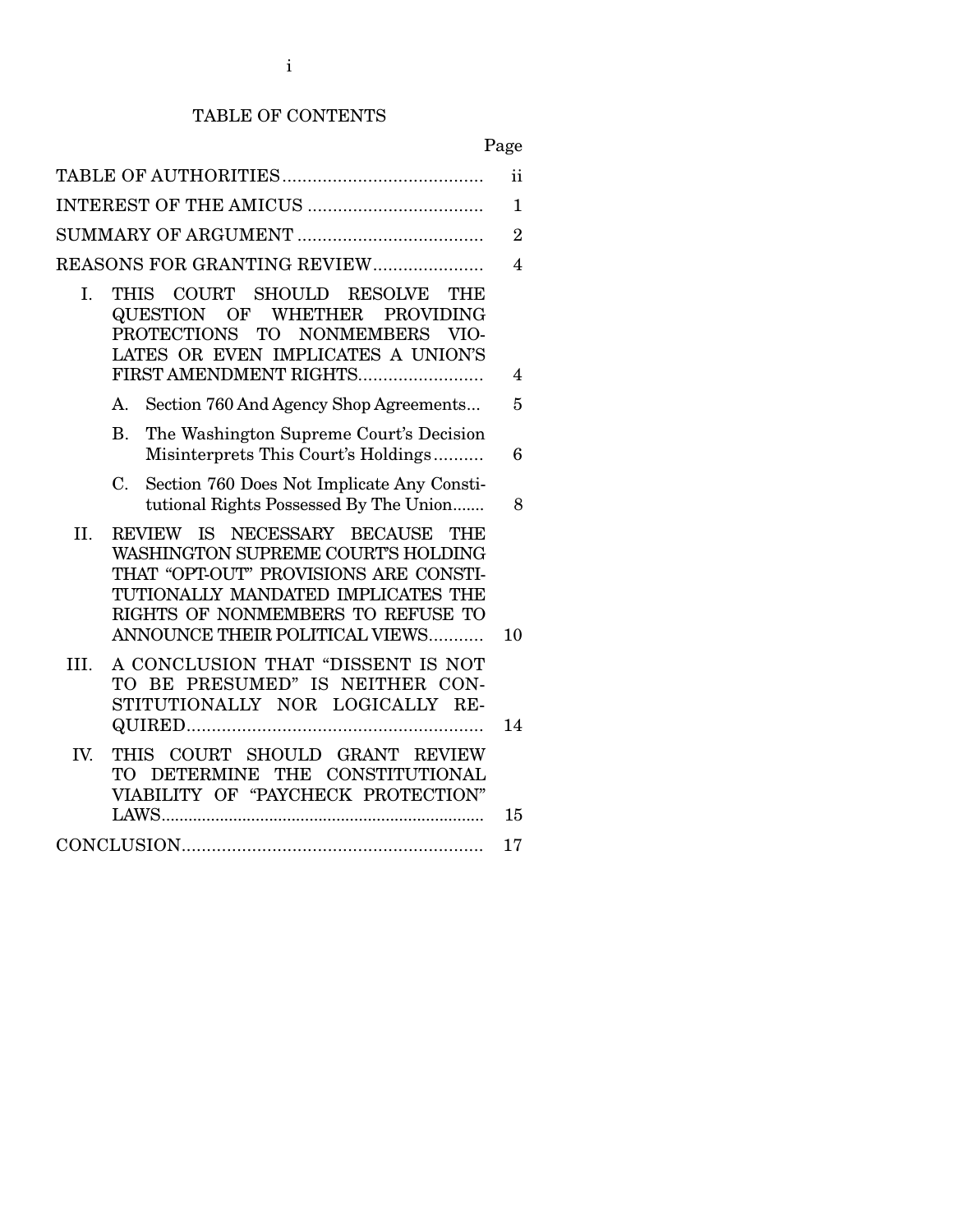## TABLE OF CONTENTS

| | Page |
|---|---|
| TABLE OF AUTHORITIES | ii |
| INTEREST OF THE AMICUS | 1 |
| SUMMARY OF ARGUMENT | 2 |
| REASONS FOR GRANTING REVIEW | 4 |
| I. THIS COURT SHOULD RESOLVE THE QUESTION OF WHETHER PROVIDING PROTECTIONS TO NONMEMBERS VIOLATES OR EVEN IMPLICATES A UNION'S FIRST AMENDMENT RIGHTS | 4 |
| A. Section 760 And Agency Shop Agreements | 5 |
| B. The Washington Supreme Court's Decision Misinterprets This Court's Holdings | 6 |
| C. Section 760 Does Not Implicate Any Constitutional Rights Possessed By The Union | 8 |
| II. REVIEW IS NECESSARY BECAUSE THE WASHINGTON SUPREME COURT'S HOLDING THAT "OPT-OUT" PROVISIONS ARE CONSTITUTIONALLY MANDATED IMPLICATES THE RIGHTS OF NONMEMBERS TO REFUSE TO ANNOUNCE THEIR POLITICAL VIEWS | 10 |
| III. A CONCLUSION THAT "DISSENT IS NOT TO BE PRESUMED" IS NEITHER CONSTITUTIONALLY NOR LOGICALLY REQUIRED | 14 |
| IV. THIS COURT SHOULD GRANT REVIEW TO DETERMINE THE CONSTITUTIONAL VIABILITY OF "PAYCHECK PROTECTION" LAWS | 15 |
| CONCLUSION | 17 |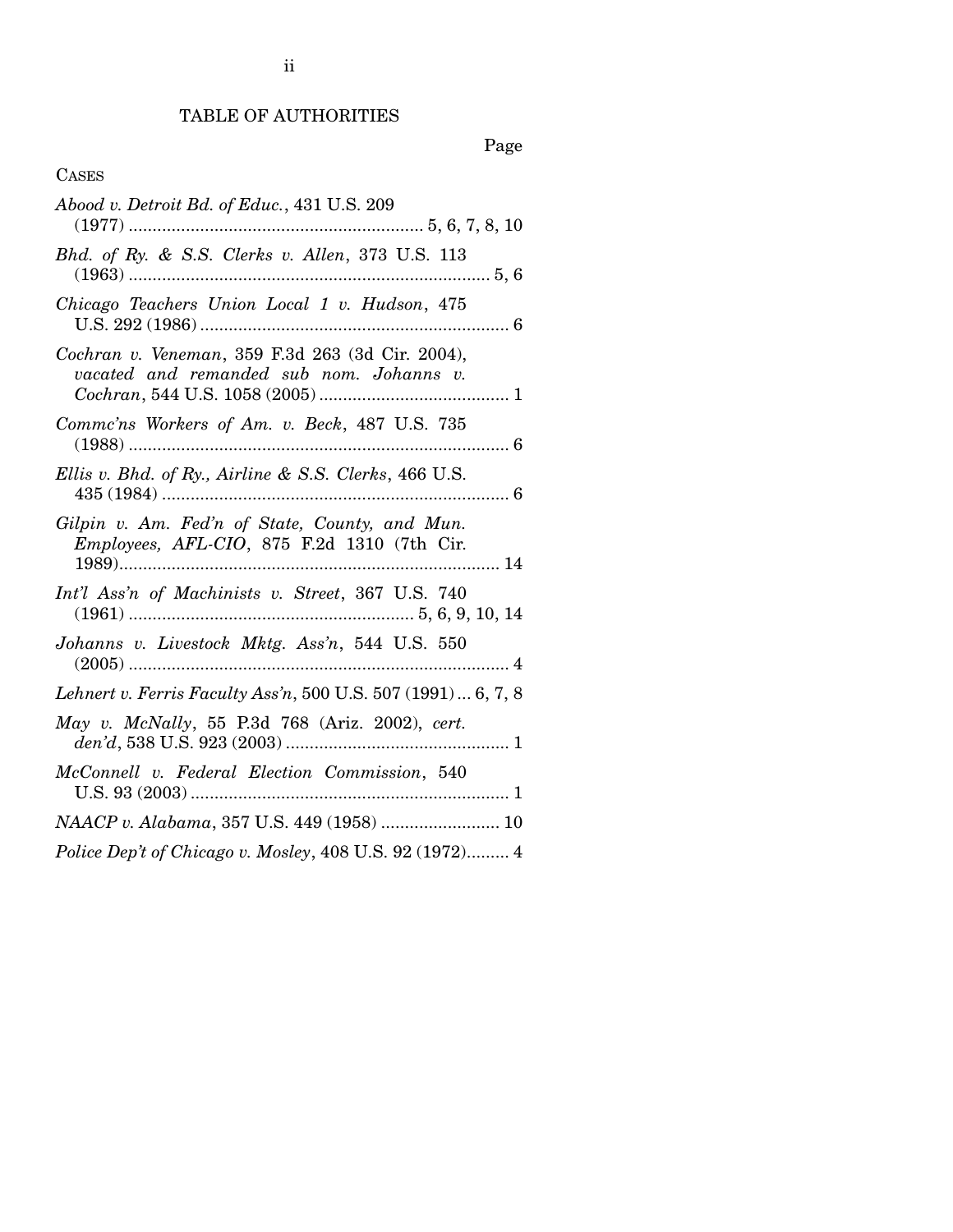# TABLE OF AUTHORITIES

Page

CASES

*Abood v. Detroit Bd. of Educ.*, 431 U.S. 209 (1977) .............................................................. 5, 6, 7, 8, 10

*Bhd. of Ry. & S.S. Clerks v. Allen*, 373 U.S. 113 (1963) ............................................................................ 5, 6

*Chicago Teachers Union Local 1 v. Hudson*, 475 U.S. 292 (1986) ................................................................. 6

*Cochran v. Veneman*, 359 F.3d 263 (3d Cir. 2004), *vacated and remanded sub nom. Johanns v. Cochran*, 544 U.S. 1058 (2005) ........................................ 1

*Commc'ns Workers of Am. v. Beck*, 487 U.S. 735 (1988) ................................................................................ 6

*Ellis v. Bhd. of Ry., Airline & S.S. Clerks*, 466 U.S. 435 (1984) ......................................................................... 6

*Gilpin v. Am. Fed'n of State, County, and Mun. Employees, AFL-CIO*, 875 F.2d 1310 (7th Cir. 1989)................................................................................ 14

*Int'l Ass'n of Machinists v. Street*, 367 U.S. 740 (1961) ............................................................ 5, 6, 9, 10, 14

*Johanns v. Livestock Mktg. Ass'n*, 544 U.S. 550 (2005) ................................................................................ 4

*Lehnert v. Ferris Faculty Ass'n*, 500 U.S. 507 (1991) ... 6, 7, 8

*May v. McNally*, 55 P.3d 768 (Ariz. 2002), *cert. den'd*, 538 U.S. 923 (2003) ............................................... 1

*McConnell v. Federal Election Commission*, 540 U.S. 93 (2003) ................................................................... 1

*NAACP v. Alabama*, 357 U.S. 449 (1958) ......................... 10

*Police Dep't of Chicago v. Mosley*, 408 U.S. 92 (1972)......... 4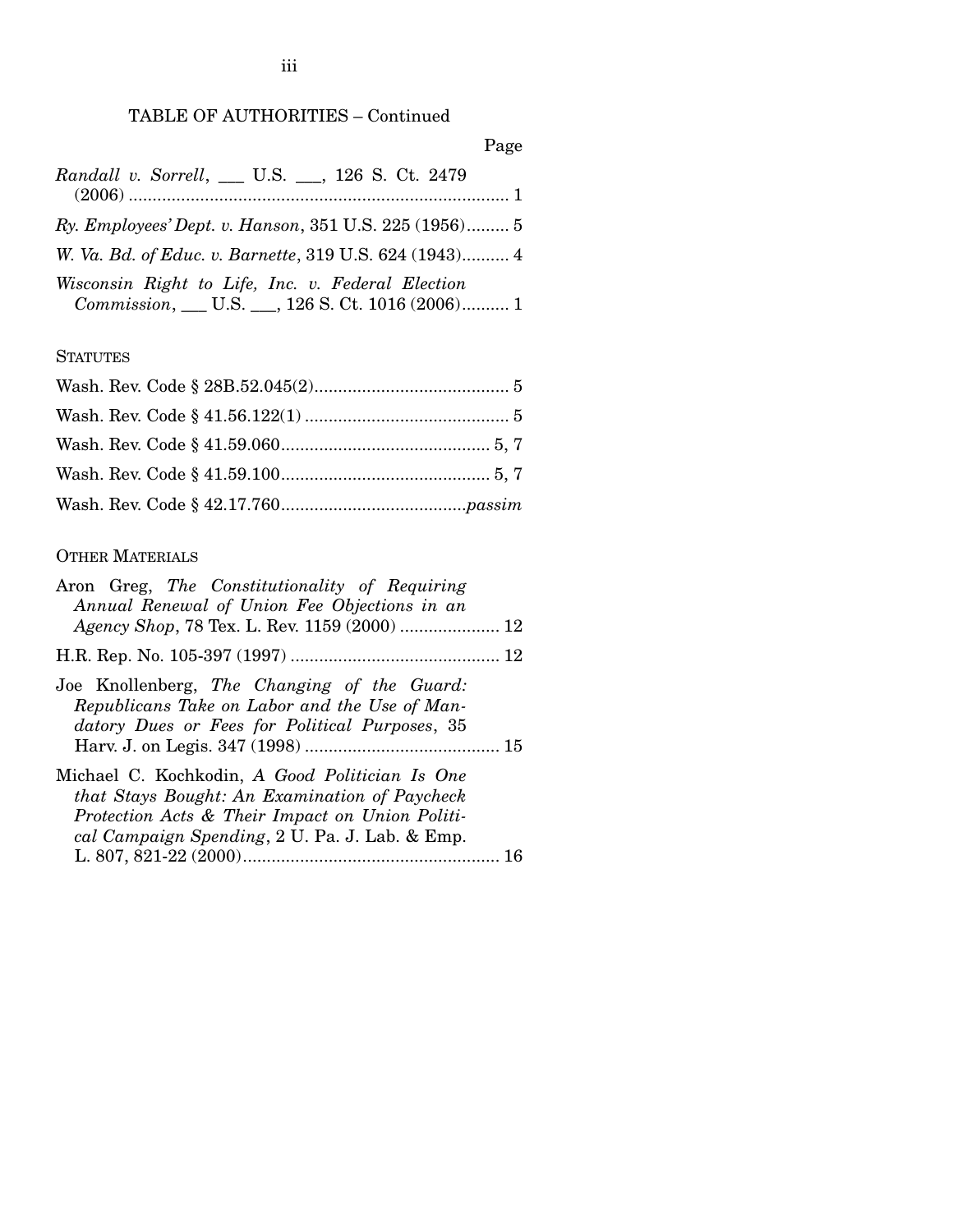TABLE OF AUTHORITIES – Continued

Page

*Randall v. Sorrell*, ___ U.S. ___, 126 S. Ct. 2479 (2006) ................................................................................ 1

*Ry. Employees' Dept. v. Hanson*, 351 U.S. 225 (1956)......... 5

*W. Va. Bd. of Educ. v. Barnette*, 319 U.S. 624 (1943).......... 4

*Wisconsin Right to Life, Inc. v. Federal Election Commission*, ___ U.S. ___, 126 S. Ct. 1016 (2006).......... 1

STATUTES

Wash. Rev. Code § 28B.52.045(2)......................................... 5

Wash. Rev. Code § 41.56.122(1) ........................................... 5

Wash. Rev. Code § 41.59.060............................................ 5, 7

Wash. Rev. Code § 41.59.100............................................ 5, 7

Wash. Rev. Code § 42.17.760.......................................*passim*

OTHER MATERIALS

Aron Greg, *The Constitutionality of Requiring Annual Renewal of Union Fee Objections in an Agency Shop*, 78 Tex. L. Rev. 1159 (2000) ..................... 12

H.R. Rep. No. 105-397 (1997) ............................................ 12

Joe Knollenberg, *The Changing of the Guard: Republicans Take on Labor and the Use of Mandatory Dues or Fees for Political Purposes*, 35 Harv. J. on Legis. 347 (1998) ......................................... 15

Michael C. Kochkodin, *A Good Politician Is One that Stays Bought: An Examination of Paycheck Protection Acts & Their Impact on Union Political Campaign Spending*, 2 U. Pa. J. Lab. & Emp. L. 807, 821-22 (2000)...................................................... 16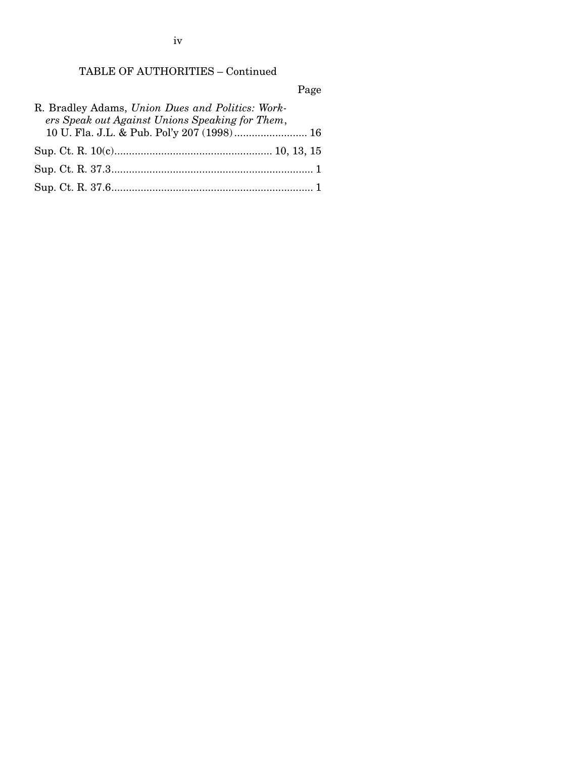TABLE OF AUTHORITIES – Continued

Page

R. Bradley Adams, *Union Dues and Politics: Workers Speak out Against Unions Speaking for Them*, 10 U. Fla. J.L. & Pub. Pol'y 207 (1998) ........................ 16

Sup. Ct. R. 10(c) ...................................................... 10, 13, 15

Sup. Ct. R. 37.3 ..................................................................... 1

Sup. Ct. R. 37.6 ..................................................................... 1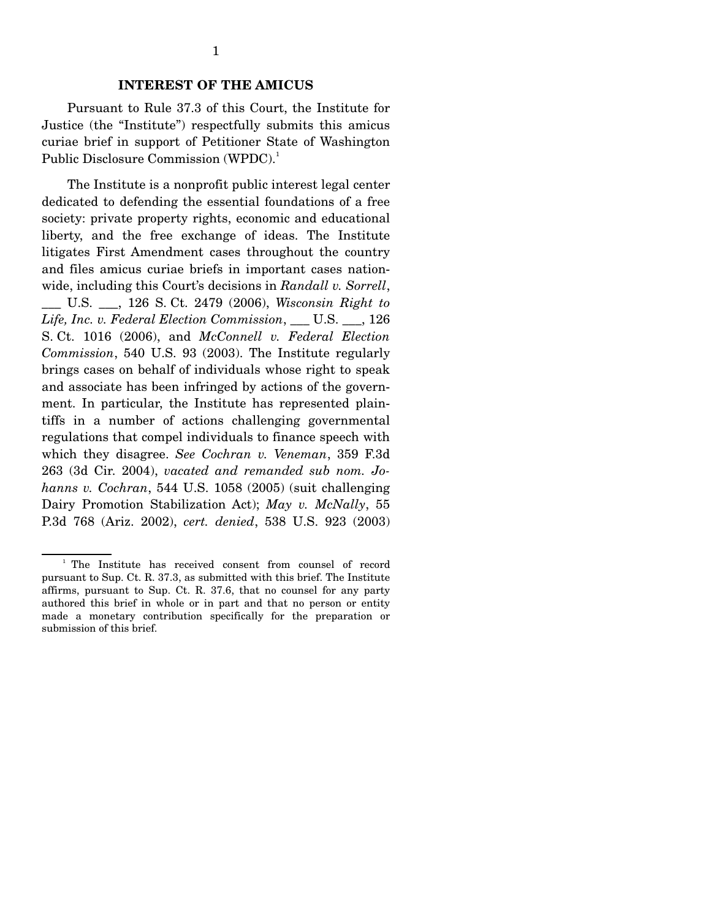## INTEREST OF THE AMICUS

Pursuant to Rule 37.3 of this Court, the Institute for Justice (the "Institute") respectfully submits this amicus curiae brief in support of Petitioner State of Washington Public Disclosure Commission (WPDC).[1]

The Institute is a nonprofit public interest legal center dedicated to defending the essential foundations of a free society: private property rights, economic and educational liberty, and the free exchange of ideas. The Institute litigates First Amendment cases throughout the country and files amicus curiae briefs in important cases nationwide, including this Court's decisions in *Randall v. Sorrell*, ___ U.S. ___, 126 S. Ct. 2479 (2006), *Wisconsin Right to Life, Inc. v. Federal Election Commission*, ___ U.S. ___, 126 S. Ct. 1016 (2006), and *McConnell v. Federal Election Commission*, 540 U.S. 93 (2003). The Institute regularly brings cases on behalf of individuals whose right to speak and associate has been infringed by actions of the government. In particular, the Institute has represented plaintiffs in a number of actions challenging governmental regulations that compel individuals to finance speech with which they disagree. *See Cochran v. Veneman*, 359 F.3d 263 (3d Cir. 2004), *vacated and remanded sub nom. Johanns v. Cochran*, 544 U.S. 1058 (2005) (suit challenging Dairy Promotion Stabilization Act); *May v. McNally*, 55 P.3d 768 (Ariz. 2002), *cert. denied*, 538 U.S. 923 (2003)

---

[1] The Institute has received consent from counsel of record pursuant to Sup. Ct. R. 37.3, as submitted with this brief. The Institute affirms, pursuant to Sup. Ct. R. 37.6, that no counsel for any party authored this brief in whole or in part and that no person or entity made a monetary contribution specifically for the preparation or submission of this brief.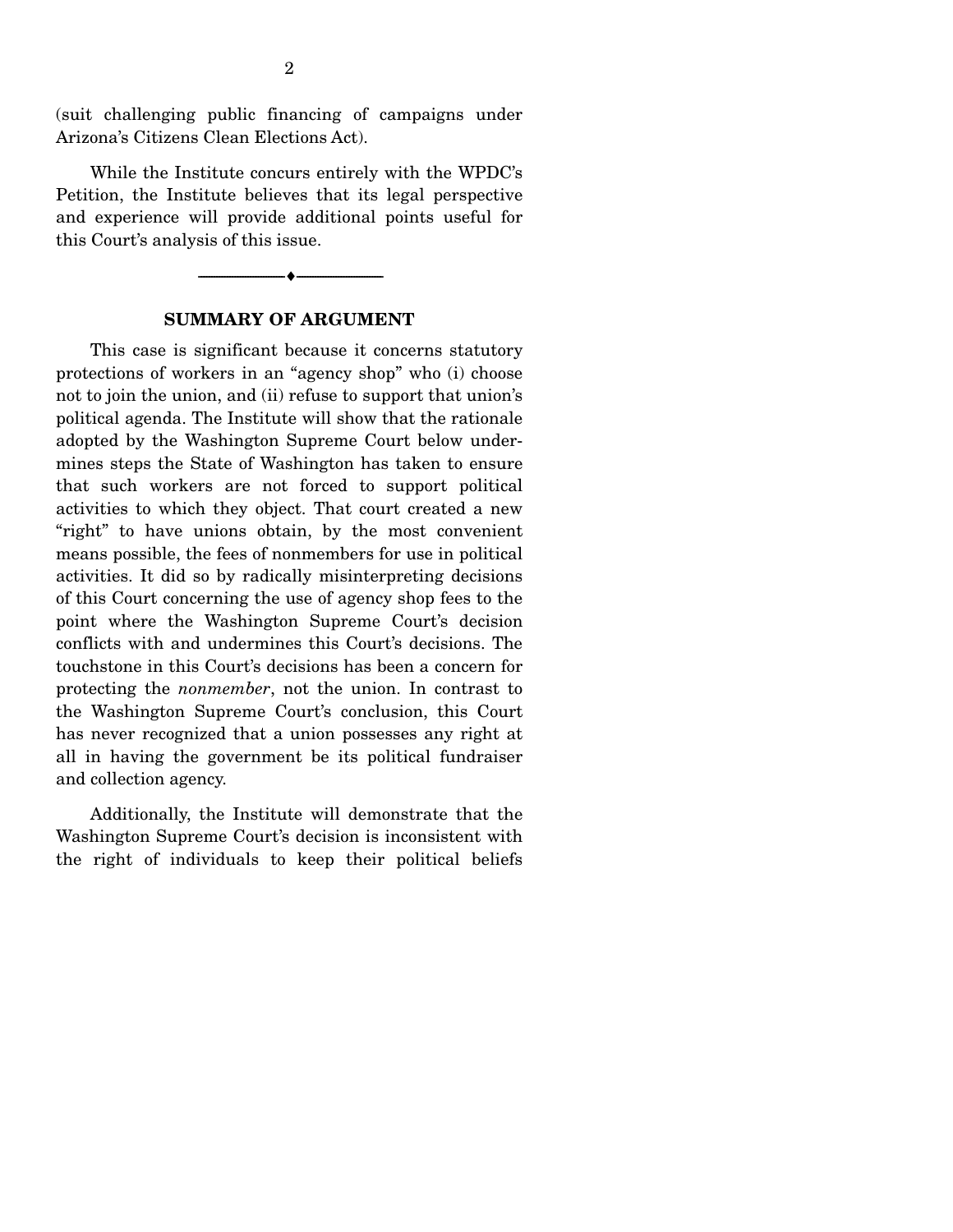(suit challenging public financing of campaigns under Arizona's Citizens Clean Elections Act).

While the Institute concurs entirely with the WPDC's Petition, the Institute believes that its legal perspective and experience will provide additional points useful for this Court's analysis of this issue.

---

## SUMMARY OF ARGUMENT

This case is significant because it concerns statutory protections of workers in an "agency shop" who (i) choose not to join the union, and (ii) refuse to support that union's political agenda. The Institute will show that the rationale adopted by the Washington Supreme Court below undermines steps the State of Washington has taken to ensure that such workers are not forced to support political activities to which they object. That court created a new "right" to have unions obtain, by the most convenient means possible, the fees of nonmembers for use in political activities. It did so by radically misinterpreting decisions of this Court concerning the use of agency shop fees to the point where the Washington Supreme Court's decision conflicts with and undermines this Court's decisions. The touchstone in this Court's decisions has been a concern for protecting the *nonmember*, not the union. In contrast to the Washington Supreme Court's conclusion, this Court has never recognized that a union possesses any right at all in having the government be its political fundraiser and collection agency.

Additionally, the Institute will demonstrate that the Washington Supreme Court's decision is inconsistent with the right of individuals to keep their political beliefs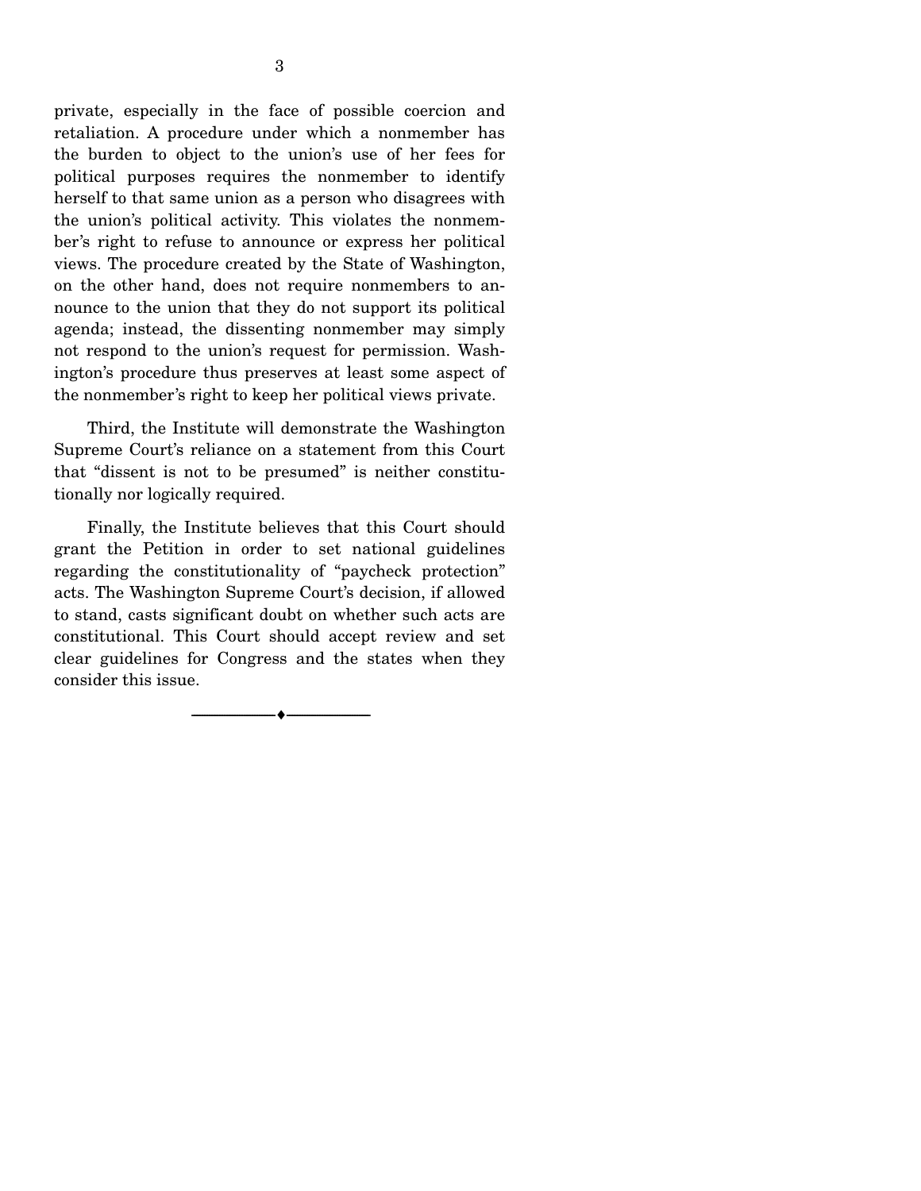private, especially in the face of possible coercion and retaliation. A procedure under which a nonmember has the burden to object to the union's use of her fees for political purposes requires the nonmember to identify herself to that same union as a person who disagrees with the union's political activity. This violates the nonmember's right to refuse to announce or express her political views. The procedure created by the State of Washington, on the other hand, does not require nonmembers to announce to the union that they do not support its political agenda; instead, the dissenting nonmember may simply not respond to the union's request for permission. Washington's procedure thus preserves at least some aspect of the nonmember's right to keep her political views private.

Third, the Institute will demonstrate the Washington Supreme Court's reliance on a statement from this Court that "dissent is not to be presumed" is neither constitutionally nor logically required.

Finally, the Institute believes that this Court should grant the Petition in order to set national guidelines regarding the constitutionality of "paycheck protection" acts. The Washington Supreme Court's decision, if allowed to stand, casts significant doubt on whether such acts are constitutional. This Court should accept review and set clear guidelines for Congress and the states when they consider this issue.

---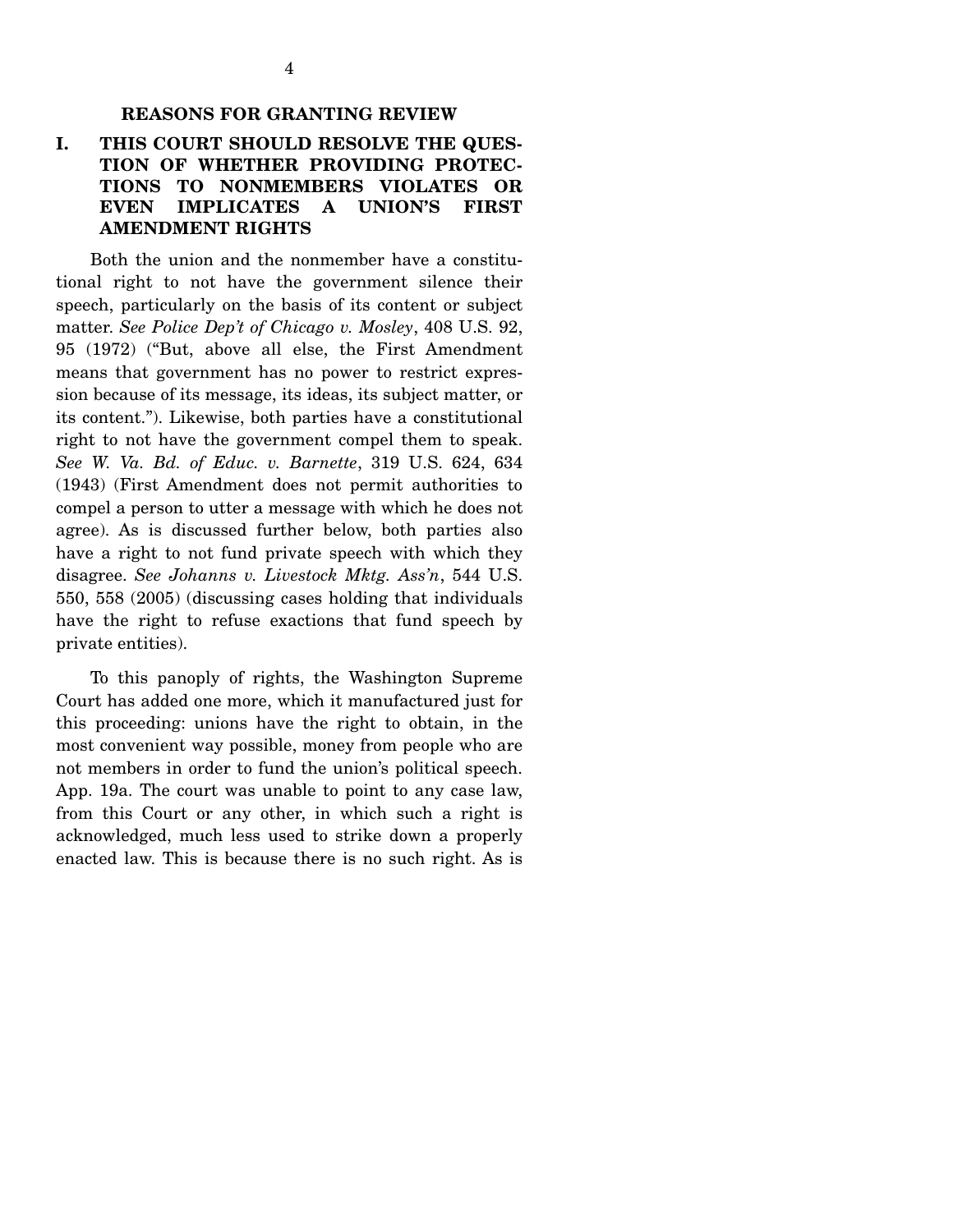## REASONS FOR GRANTING REVIEW

### I. THIS COURT SHOULD RESOLVE THE QUESTION OF WHETHER PROVIDING PROTECTIONS TO NONMEMBERS VIOLATES OR EVEN IMPLICATES A UNION'S FIRST AMENDMENT RIGHTS

Both the union and the nonmember have a constitutional right to not have the government silence their speech, particularly on the basis of its content or subject matter. *See Police Dep't of Chicago v. Mosley*, 408 U.S. 92, 95 (1972) ("But, above all else, the First Amendment means that government has no power to restrict expression because of its message, its ideas, its subject matter, or its content."). Likewise, both parties have a constitutional right to not have the government compel them to speak. *See W. Va. Bd. of Educ. v. Barnette*, 319 U.S. 624, 634 (1943) (First Amendment does not permit authorities to compel a person to utter a message with which he does not agree). As is discussed further below, both parties also have a right to not fund private speech with which they disagree. *See Johanns v. Livestock Mktg. Ass'n*, 544 U.S. 550, 558 (2005) (discussing cases holding that individuals have the right to refuse exactions that fund speech by private entities).

To this panoply of rights, the Washington Supreme Court has added one more, which it manufactured just for this proceeding: unions have the right to obtain, in the most convenient way possible, money from people who are not members in order to fund the union's political speech. App. 19a. The court was unable to point to any case law, from this Court or any other, in which such a right is acknowledged, much less used to strike down a properly enacted law. This is because there is no such right. As is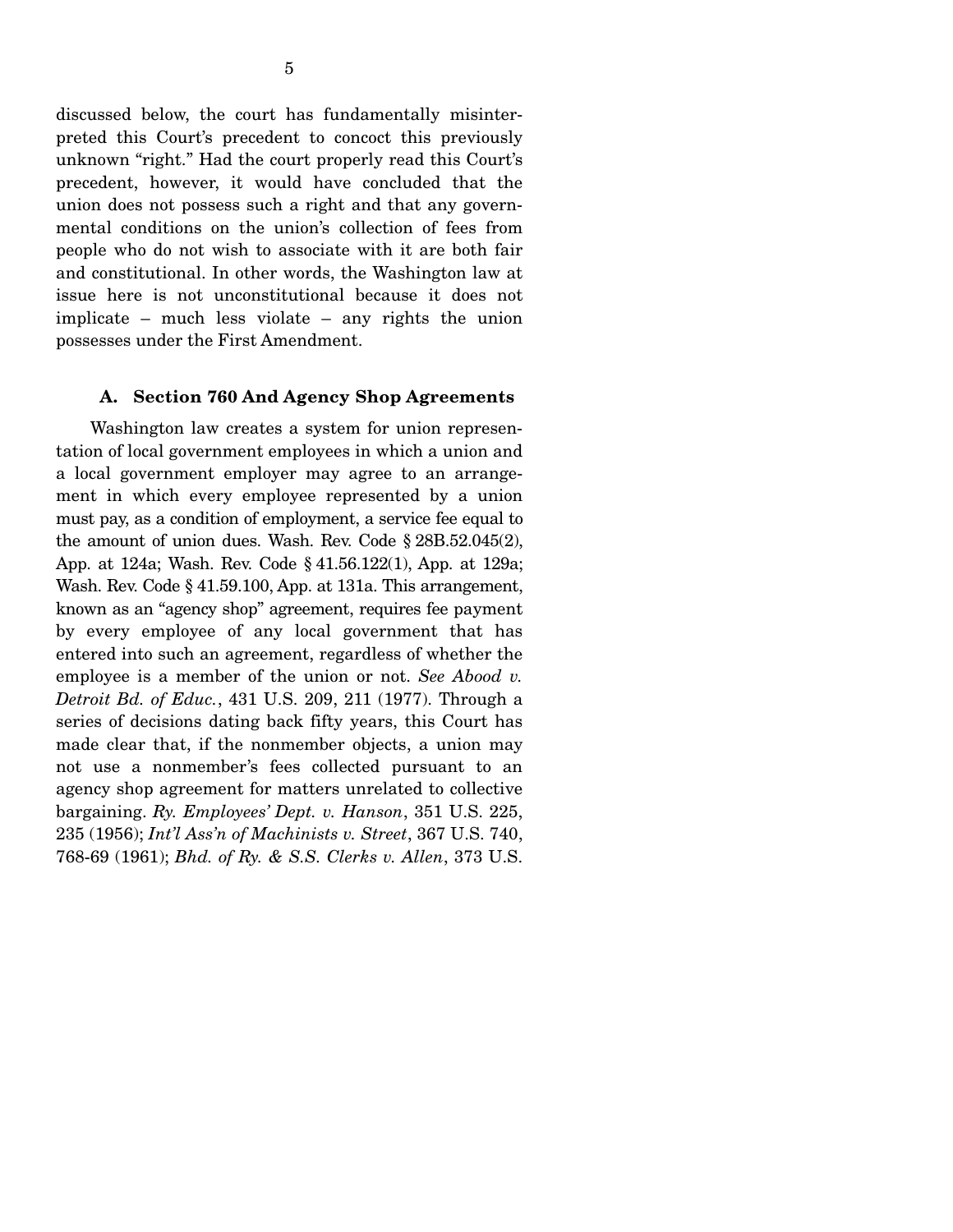discussed below, the court has fundamentally misinterpreted this Court's precedent to concoct this previously unknown "right." Had the court properly read this Court's precedent, however, it would have concluded that the union does not possess such a right and that any governmental conditions on the union's collection of fees from people who do not wish to associate with it are both fair and constitutional. In other words, the Washington law at issue here is not unconstitutional because it does not implicate – much less violate – any rights the union possesses under the First Amendment.

### A. Section 760 And Agency Shop Agreements

Washington law creates a system for union representation of local government employees in which a union and a local government employer may agree to an arrangement in which every employee represented by a union must pay, as a condition of employment, a service fee equal to the amount of union dues. Wash. Rev. Code § 28B.52.045(2), App. at 124a; Wash. Rev. Code § 41.56.122(1), App. at 129a; Wash. Rev. Code § 41.59.100, App. at 131a. This arrangement, known as an "agency shop" agreement, requires fee payment by every employee of any local government that has entered into such an agreement, regardless of whether the employee is a member of the union or not. *See Abood v. Detroit Bd. of Educ.*, 431 U.S. 209, 211 (1977). Through a series of decisions dating back fifty years, this Court has made clear that, if the nonmember objects, a union may not use a nonmember's fees collected pursuant to an agency shop agreement for matters unrelated to collective bargaining. *Ry. Employees' Dept. v. Hanson*, 351 U.S. 225, 235 (1956); *Int'l Ass'n of Machinists v. Street*, 367 U.S. 740, 768-69 (1961); *Bhd. of Ry. & S.S. Clerks v. Allen*, 373 U.S.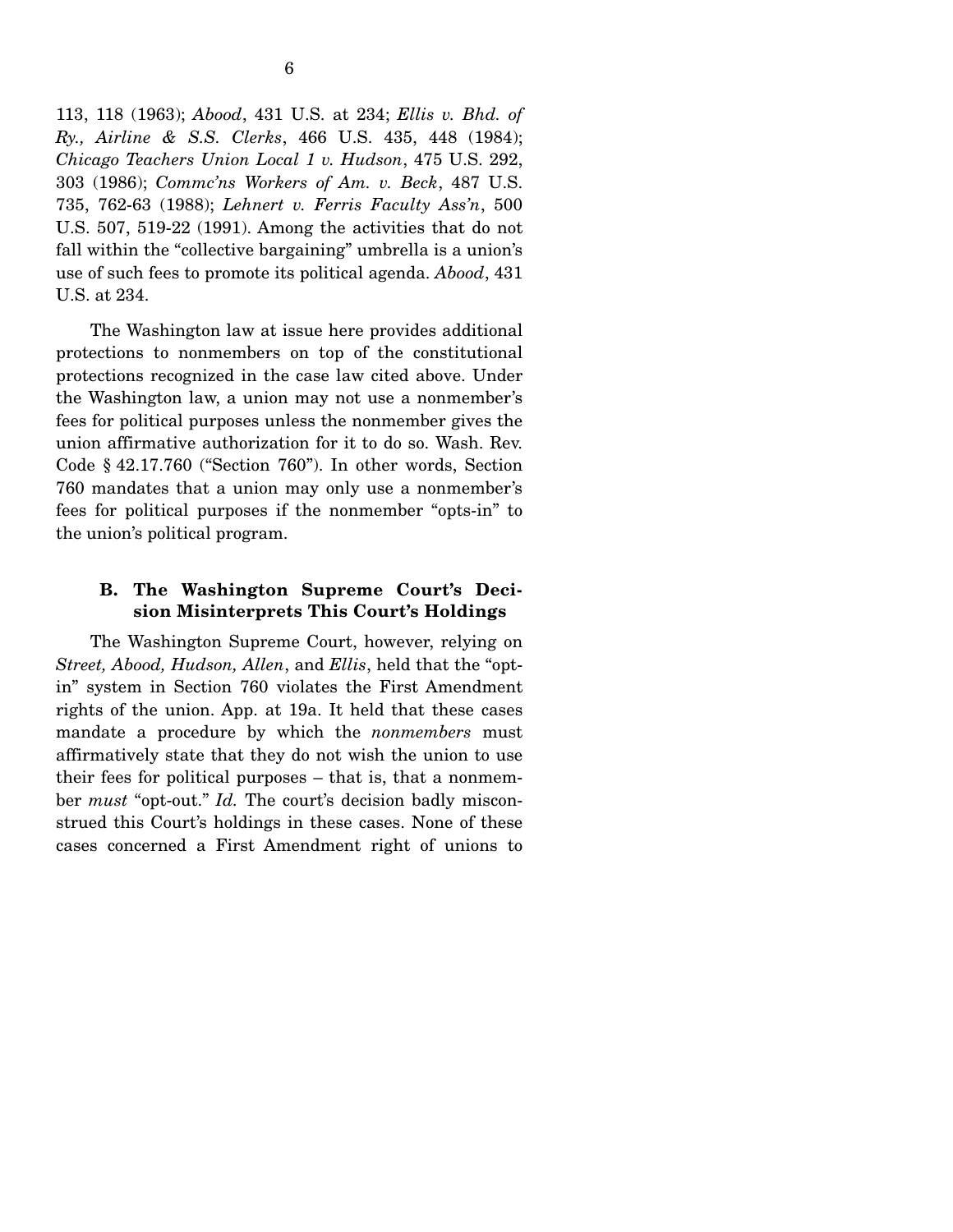113, 118 (1963); *Abood*, 431 U.S. at 234; *Ellis v. Bhd. of Ry., Airline & S.S. Clerks*, 466 U.S. 435, 448 (1984); *Chicago Teachers Union Local 1 v. Hudson*, 475 U.S. 292, 303 (1986); *Commc'ns Workers of Am. v. Beck*, 487 U.S. 735, 762-63 (1988); *Lehnert v. Ferris Faculty Ass'n*, 500 U.S. 507, 519-22 (1991). Among the activities that do not fall within the "collective bargaining" umbrella is a union's use of such fees to promote its political agenda. *Abood*, 431 U.S. at 234.

The Washington law at issue here provides additional protections to nonmembers on top of the constitutional protections recognized in the case law cited above. Under the Washington law, a union may not use a nonmember's fees for political purposes unless the nonmember gives the union affirmative authorization for it to do so. Wash. Rev. Code § 42.17.760 ("Section 760"). In other words, Section 760 mandates that a union may only use a nonmember's fees for political purposes if the nonmember "opts-in" to the union's political program.

### B. The Washington Supreme Court's Decision Misinterprets This Court's Holdings

The Washington Supreme Court, however, relying on *Street, Abood, Hudson, Allen*, and *Ellis*, held that the "opt-in" system in Section 760 violates the First Amendment rights of the union. App. at 19a. It held that these cases mandate a procedure by which the *nonmembers* must affirmatively state that they do not wish the union to use their fees for political purposes – that is, that a nonmember *must* "opt-out." *Id.* The court's decision badly misconstrued this Court's holdings in these cases. None of these cases concerned a First Amendment right of unions to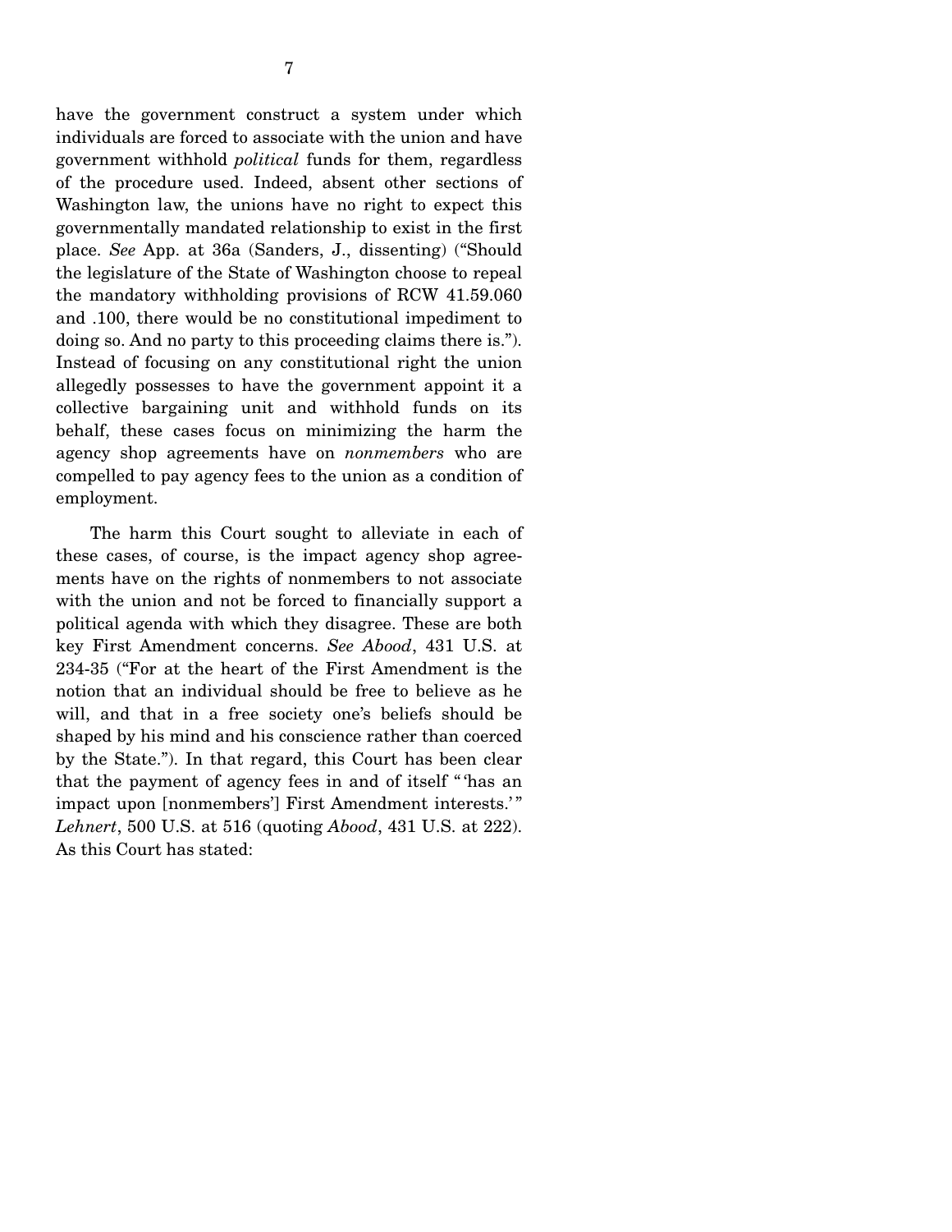have the government construct a system under which individuals are forced to associate with the union and have government withhold *political* funds for them, regardless of the procedure used. Indeed, absent other sections of Washington law, the unions have no right to expect this governmentally mandated relationship to exist in the first place. *See* App. at 36a (Sanders, J., dissenting) ("Should the legislature of the State of Washington choose to repeal the mandatory withholding provisions of RCW 41.59.060 and .100, there would be no constitutional impediment to doing so. And no party to this proceeding claims there is."). Instead of focusing on any constitutional right the union allegedly possesses to have the government appoint it a collective bargaining unit and withhold funds on its behalf, these cases focus on minimizing the harm the agency shop agreements have on *nonmembers* who are compelled to pay agency fees to the union as a condition of employment.

The harm this Court sought to alleviate in each of these cases, of course, is the impact agency shop agreements have on the rights of nonmembers to not associate with the union and not be forced to financially support a political agenda with which they disagree. These are both key First Amendment concerns. *See Abood*, 431 U.S. at 234-35 ("For at the heart of the First Amendment is the notion that an individual should be free to believe as he will, and that in a free society one's beliefs should be shaped by his mind and his conscience rather than coerced by the State."). In that regard, this Court has been clear that the payment of agency fees in and of itself "'has an impact upon [nonmembers'] First Amendment interests.'" *Lehnert*, 500 U.S. at 516 (quoting *Abood*, 431 U.S. at 222). As this Court has stated: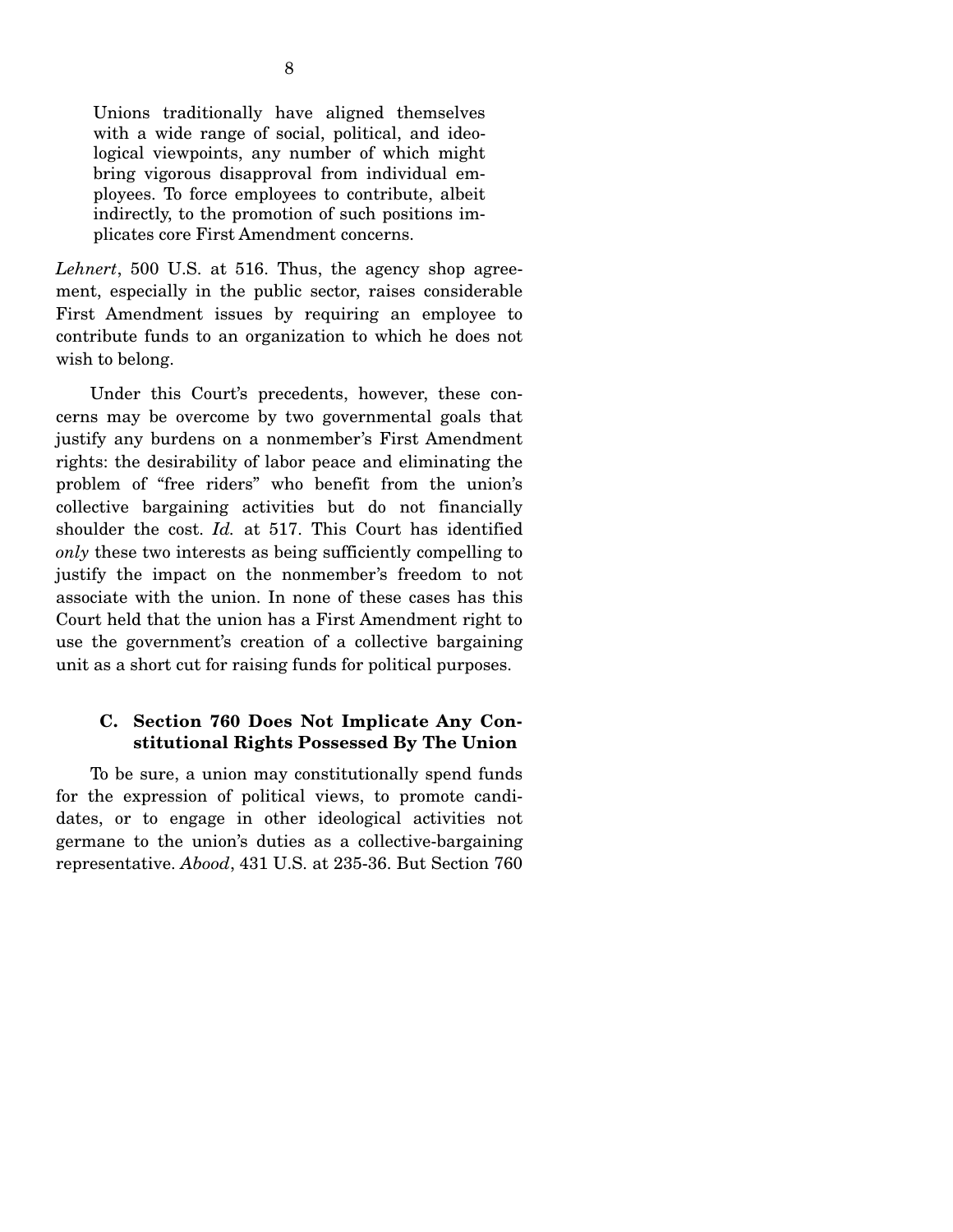> Unions traditionally have aligned themselves with a wide range of social, political, and ideological viewpoints, any number of which might bring vigorous disapproval from individual employees. To force employees to contribute, albeit indirectly, to the promotion of such positions implicates core First Amendment concerns.

*Lehnert*, 500 U.S. at 516. Thus, the agency shop agreement, especially in the public sector, raises considerable First Amendment issues by requiring an employee to contribute funds to an organization to which he does not wish to belong.

Under this Court's precedents, however, these concerns may be overcome by two governmental goals that justify any burdens on a nonmember's First Amendment rights: the desirability of labor peace and eliminating the problem of "free riders" who benefit from the union's collective bargaining activities but do not financially shoulder the cost. *Id.* at 517. This Court has identified *only* these two interests as being sufficiently compelling to justify the impact on the nonmember's freedom to not associate with the union. In none of these cases has this Court held that the union has a First Amendment right to use the government's creation of a collective bargaining unit as a short cut for raising funds for political purposes.

### C. Section 760 Does Not Implicate Any Constitutional Rights Possessed By The Union

To be sure, a union may constitutionally spend funds for the expression of political views, to promote candidates, or to engage in other ideological activities not germane to the union's duties as a collective-bargaining representative. *Abood*, 431 U.S. at 235-36. But Section 760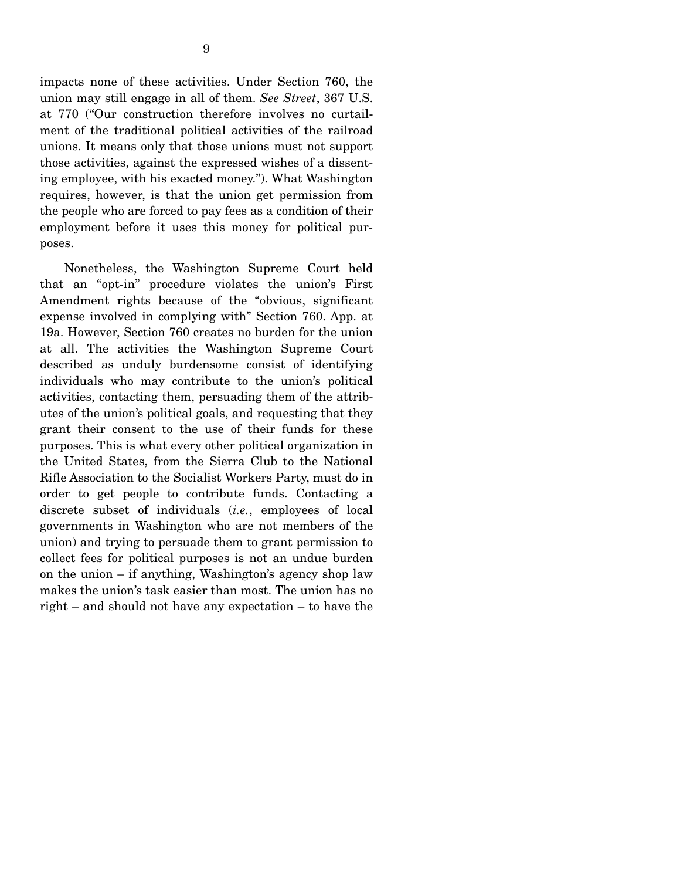impacts none of these activities. Under Section 760, the union may still engage in all of them. *See Street*, 367 U.S. at 770 ("Our construction therefore involves no curtailment of the traditional political activities of the railroad unions. It means only that those unions must not support those activities, against the expressed wishes of a dissenting employee, with his exacted money."). What Washington requires, however, is that the union get permission from the people who are forced to pay fees as a condition of their employment before it uses this money for political purposes.

Nonetheless, the Washington Supreme Court held that an "opt-in" procedure violates the union's First Amendment rights because of the "obvious, significant expense involved in complying with" Section 760. App. at 19a. However, Section 760 creates no burden for the union at all. The activities the Washington Supreme Court described as unduly burdensome consist of identifying individuals who may contribute to the union's political activities, contacting them, persuading them of the attributes of the union's political goals, and requesting that they grant their consent to the use of their funds for these purposes. This is what every other political organization in the United States, from the Sierra Club to the National Rifle Association to the Socialist Workers Party, must do in order to get people to contribute funds. Contacting a discrete subset of individuals (*i.e.*, employees of local governments in Washington who are not members of the union) and trying to persuade them to grant permission to collect fees for political purposes is not an undue burden on the union – if anything, Washington's agency shop law makes the union's task easier than most. The union has no right – and should not have any expectation – to have the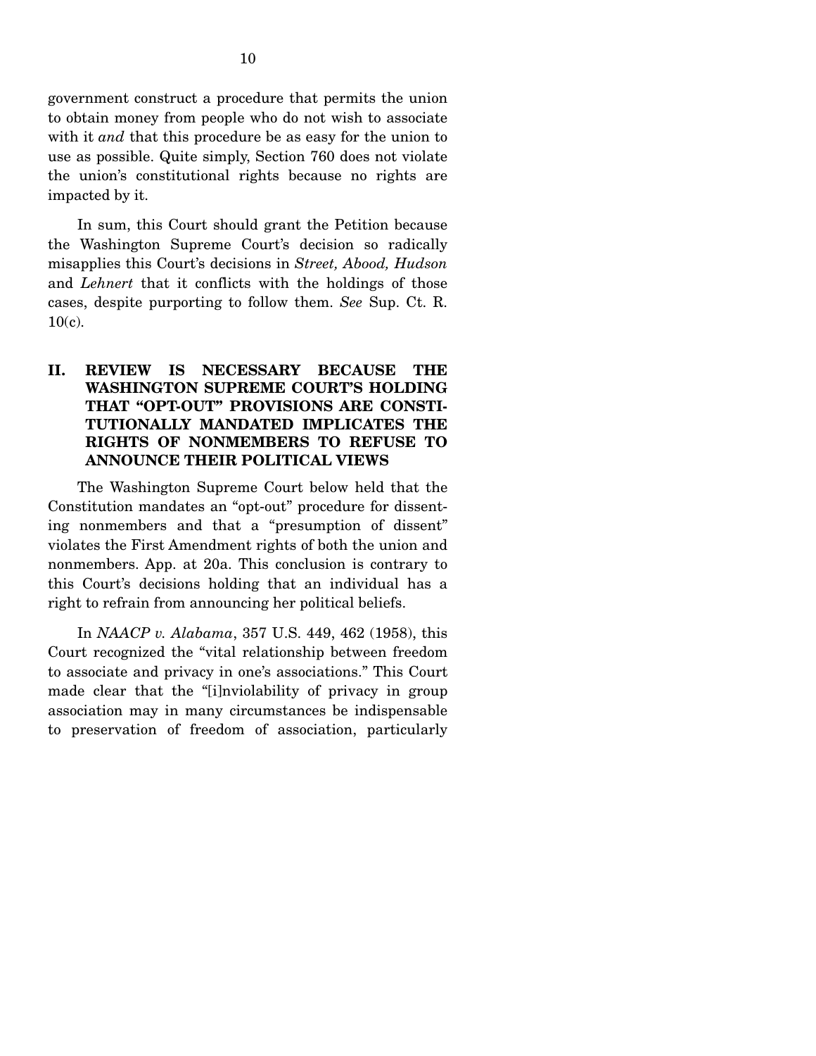government construct a procedure that permits the union to obtain money from people who do not wish to associate with it *and* that this procedure be as easy for the union to use as possible. Quite simply, Section 760 does not violate the union's constitutional rights because no rights are impacted by it.

In sum, this Court should grant the Petition because the Washington Supreme Court's decision so radically misapplies this Court's decisions in *Street, Abood, Hudson* and *Lehnert* that it conflicts with the holdings of those cases, despite purporting to follow them. *See* Sup. Ct. R. 10(c).

## II. REVIEW IS NECESSARY BECAUSE THE WASHINGTON SUPREME COURT'S HOLDING THAT "OPT-OUT" PROVISIONS ARE CONSTITUTIONALLY MANDATED IMPLICATES THE RIGHTS OF NONMEMBERS TO REFUSE TO ANNOUNCE THEIR POLITICAL VIEWS

The Washington Supreme Court below held that the Constitution mandates an "opt-out" procedure for dissenting nonmembers and that a "presumption of dissent" violates the First Amendment rights of both the union and nonmembers. App. at 20a. This conclusion is contrary to this Court's decisions holding that an individual has a right to refrain from announcing her political beliefs.

In *NAACP v. Alabama*, 357 U.S. 449, 462 (1958), this Court recognized the "vital relationship between freedom to associate and privacy in one's associations." This Court made clear that the "[i]nviolability of privacy in group association may in many circumstances be indispensable to preservation of freedom of association, particularly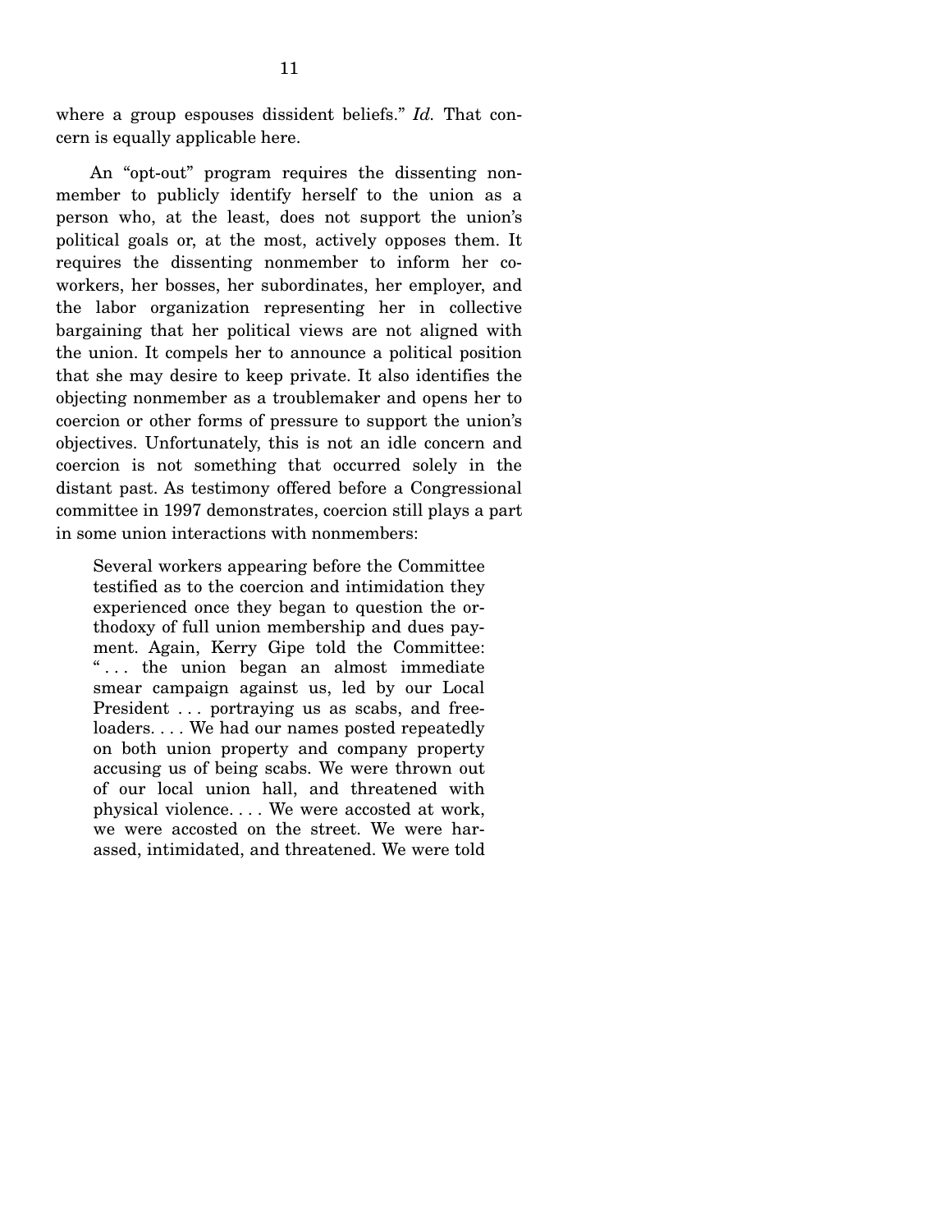where a group espouses dissident beliefs." *Id.* That concern is equally applicable here.

An "opt-out" program requires the dissenting nonmember to publicly identify herself to the union as a person who, at the least, does not support the union's political goals or, at the most, actively opposes them. It requires the dissenting nonmember to inform her co-workers, her bosses, her subordinates, her employer, and the labor organization representing her in collective bargaining that her political views are not aligned with the union. It compels her to announce a political position that she may desire to keep private. It also identifies the objecting nonmember as a troublemaker and opens her to coercion or other forms of pressure to support the union's objectives. Unfortunately, this is not an idle concern and coercion is not something that occurred solely in the distant past. As testimony offered before a Congressional committee in 1997 demonstrates, coercion still plays a part in some union interactions with nonmembers:

> Several workers appearing before the Committee testified as to the coercion and intimidation they experienced once they began to question the orthodoxy of full union membership and dues payment. Again, Kerry Gipe told the Committee: ". . . the union began an almost immediate smear campaign against us, led by our Local President . . . portraying us as scabs, and freeloaders. . . . We had our names posted repeatedly on both union property and company property accusing us of being scabs. We were thrown out of our local union hall, and threatened with physical violence. . . . We were accosted at work, we were accosted on the street. We were harassed, intimidated, and threatened. We were told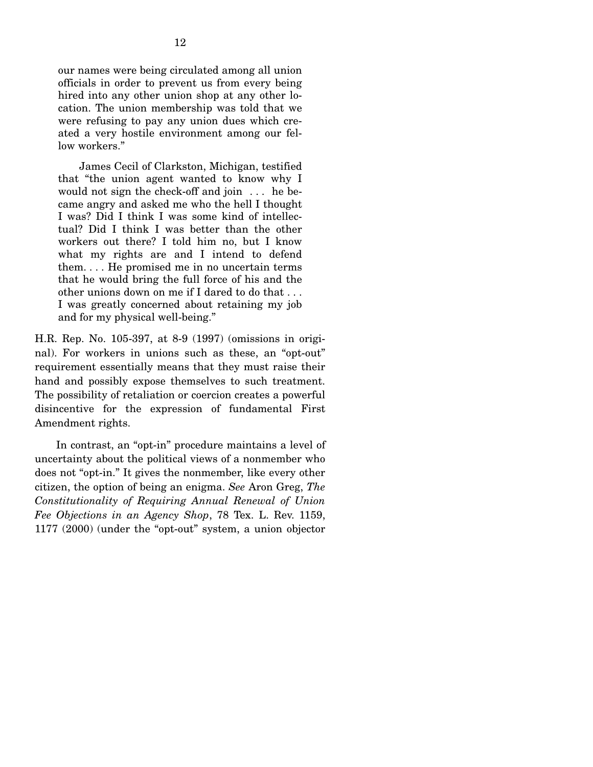our names were being circulated among all union officials in order to prevent us from every being hired into any other union shop at any other location. The union membership was told that we were refusing to pay any union dues which created a very hostile environment among our fellow workers."

James Cecil of Clarkston, Michigan, testified that "the union agent wanted to know why I would not sign the check-off and join . . . he became angry and asked me who the hell I thought I was? Did I think I was some kind of intellectual? Did I think I was better than the other workers out there? I told him no, but I know what my rights are and I intend to defend them. . . . He promised me in no uncertain terms that he would bring the full force of his and the other unions down on me if I dared to do that . . . I was greatly concerned about retaining my job and for my physical well-being."

H.R. Rep. No. 105-397, at 8-9 (1997) (omissions in original). For workers in unions such as these, an "opt-out" requirement essentially means that they must raise their hand and possibly expose themselves to such treatment. The possibility of retaliation or coercion creates a powerful disincentive for the expression of fundamental First Amendment rights.

In contrast, an "opt-in" procedure maintains a level of uncertainty about the political views of a nonmember who does not "opt-in." It gives the nonmember, like every other citizen, the option of being an enigma. *See* Aron Greg, *The Constitutionality of Requiring Annual Renewal of Union Fee Objections in an Agency Shop*, 78 Tex. L. Rev. 1159, 1177 (2000) (under the "opt-out" system, a union objector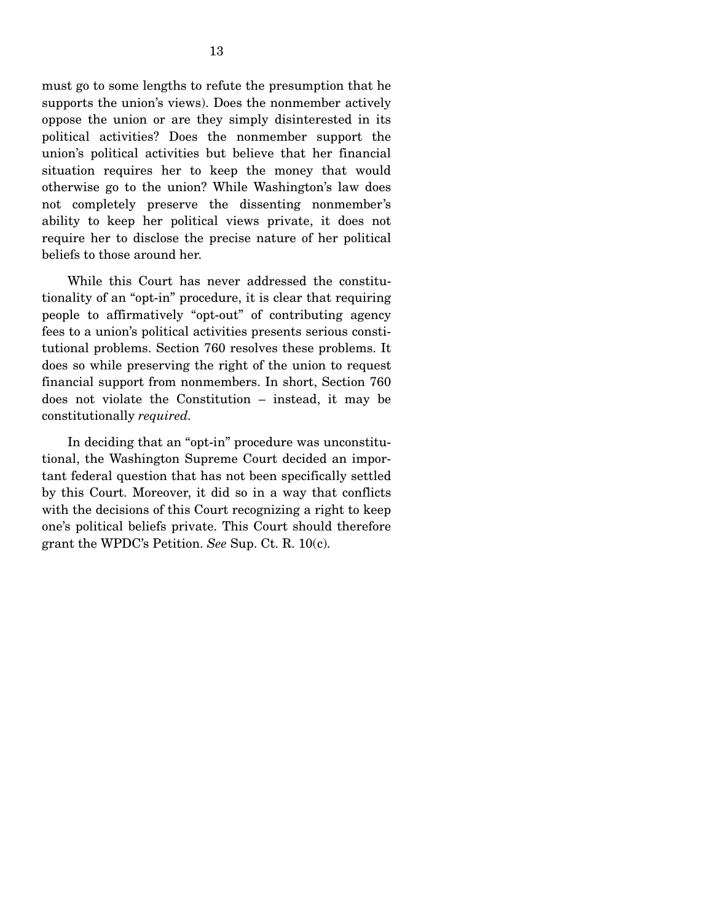must go to some lengths to refute the presumption that he supports the union's views). Does the nonmember actively oppose the union or are they simply disinterested in its political activities? Does the nonmember support the union's political activities but believe that her financial situation requires her to keep the money that would otherwise go to the union? While Washington's law does not completely preserve the dissenting nonmember's ability to keep her political views private, it does not require her to disclose the precise nature of her political beliefs to those around her.

While this Court has never addressed the constitutionality of an "opt-in" procedure, it is clear that requiring people to affirmatively "opt-out" of contributing agency fees to a union's political activities presents serious constitutional problems. Section 760 resolves these problems. It does so while preserving the right of the union to request financial support from nonmembers. In short, Section 760 does not violate the Constitution – instead, it may be constitutionally *required.*

In deciding that an "opt-in" procedure was unconstitutional, the Washington Supreme Court decided an important federal question that has not been specifically settled by this Court. Moreover, it did so in a way that conflicts with the decisions of this Court recognizing a right to keep one's political beliefs private. This Court should therefore grant the WPDC's Petition. *See* Sup. Ct. R. 10(c).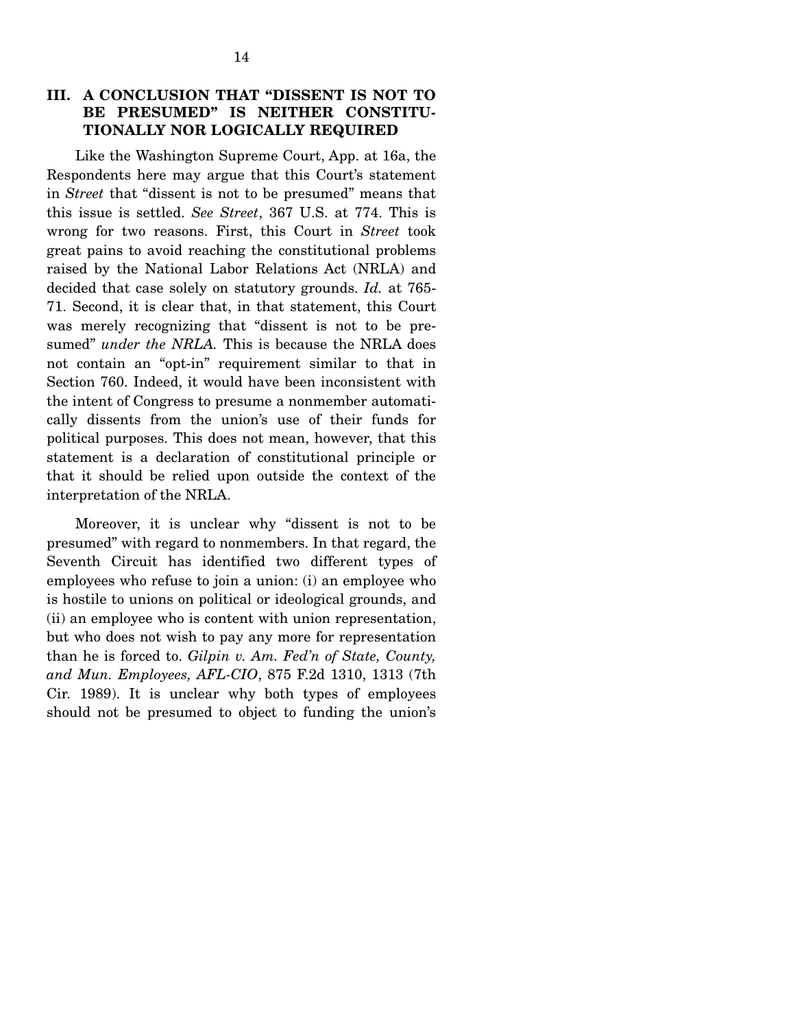## III. A CONCLUSION THAT "DISSENT IS NOT TO BE PRESUMED" IS NEITHER CONSTITUTIONALLY NOR LOGICALLY REQUIRED

Like the Washington Supreme Court, App. at 16a, the Respondents here may argue that this Court's statement in *Street* that "dissent is not to be presumed" means that this issue is settled. *See Street*, 367 U.S. at 774. This is wrong for two reasons. First, this Court in *Street* took great pains to avoid reaching the constitutional problems raised by the National Labor Relations Act (NRLA) and decided that case solely on statutory grounds. *Id.* at 765-71. Second, it is clear that, in that statement, this Court was merely recognizing that "dissent is not to be presumed" *under the NRLA.* This is because the NRLA does not contain an "opt-in" requirement similar to that in Section 760. Indeed, it would have been inconsistent with the intent of Congress to presume a nonmember automatically dissents from the union's use of their funds for political purposes. This does not mean, however, that this statement is a declaration of constitutional principle or that it should be relied upon outside the context of the interpretation of the NRLA.

Moreover, it is unclear why "dissent is not to be presumed" with regard to nonmembers. In that regard, the Seventh Circuit has identified two different types of employees who refuse to join a union: (i) an employee who is hostile to unions on political or ideological grounds, and (ii) an employee who is content with union representation, but who does not wish to pay any more for representation than he is forced to. *Gilpin v. Am. Fed'n of State, County, and Mun. Employees, AFL-CIO*, 875 F.2d 1310, 1313 (7th Cir. 1989). It is unclear why both types of employees should not be presumed to object to funding the union's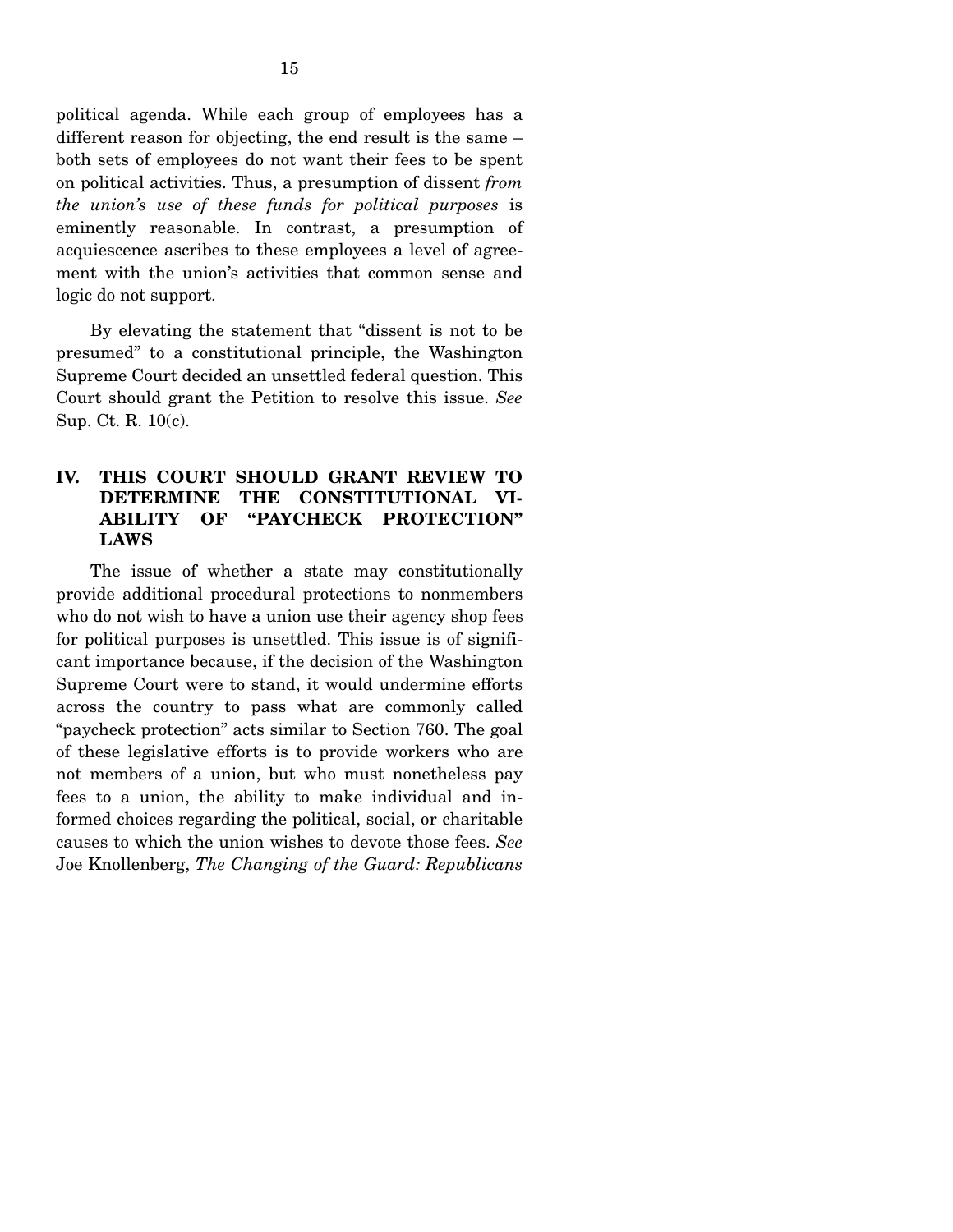political agenda. While each group of employees has a different reason for objecting, the end result is the same – both sets of employees do not want their fees to be spent on political activities. Thus, a presumption of dissent *from the union's use of these funds for political purposes* is eminently reasonable. In contrast, a presumption of acquiescence ascribes to these employees a level of agreement with the union's activities that common sense and logic do not support.

By elevating the statement that "dissent is not to be presumed" to a constitutional principle, the Washington Supreme Court decided an unsettled federal question. This Court should grant the Petition to resolve this issue. *See* Sup. Ct. R. 10(c).

## IV. THIS COURT SHOULD GRANT REVIEW TO DETERMINE THE CONSTITUTIONAL VIABILITY OF "PAYCHECK PROTECTION" LAWS

The issue of whether a state may constitutionally provide additional procedural protections to nonmembers who do not wish to have a union use their agency shop fees for political purposes is unsettled. This issue is of significant importance because, if the decision of the Washington Supreme Court were to stand, it would undermine efforts across the country to pass what are commonly called "paycheck protection" acts similar to Section 760. The goal of these legislative efforts is to provide workers who are not members of a union, but who must nonetheless pay fees to a union, the ability to make individual and informed choices regarding the political, social, or charitable causes to which the union wishes to devote those fees. *See* Joe Knollenberg, *The Changing of the Guard: Republicans*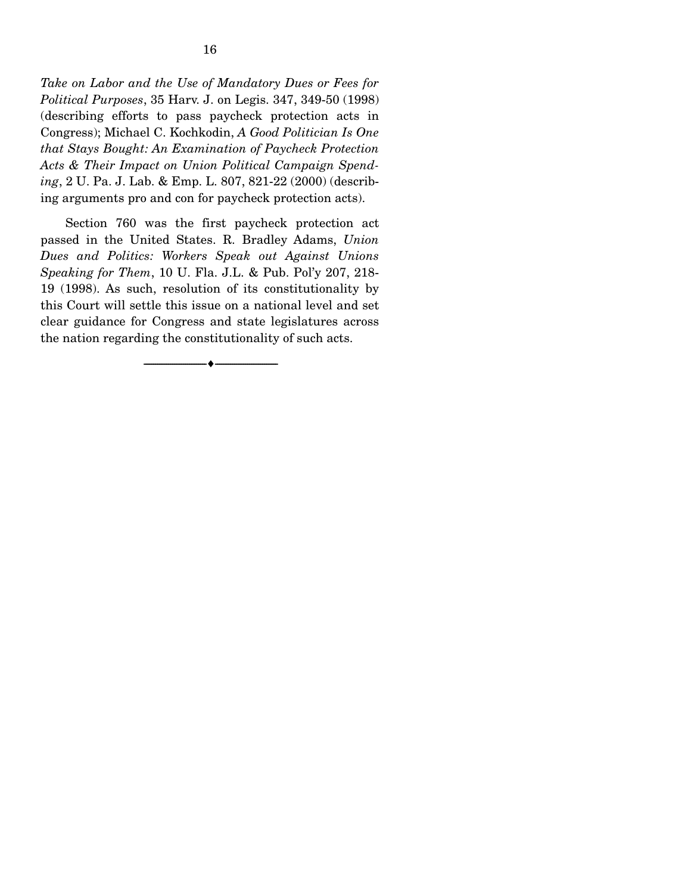*Take on Labor and the Use of Mandatory Dues or Fees for Political Purposes*, 35 Harv. J. on Legis. 347, 349-50 (1998) (describing efforts to pass paycheck protection acts in Congress); Michael C. Kochkodin, *A Good Politician Is One that Stays Bought: An Examination of Paycheck Protection Acts & Their Impact on Union Political Campaign Spending*, 2 U. Pa. J. Lab. & Emp. L. 807, 821-22 (2000) (describing arguments pro and con for paycheck protection acts).

Section 760 was the first paycheck protection act passed in the United States. R. Bradley Adams, *Union Dues and Politics: Workers Speak out Against Unions Speaking for Them*, 10 U. Fla. J.L. & Pub. Pol'y 207, 218-19 (1998). As such, resolution of its constitutionality by this Court will settle this issue on a national level and set clear guidance for Congress and state legislatures across the nation regarding the constitutionality of such acts.

---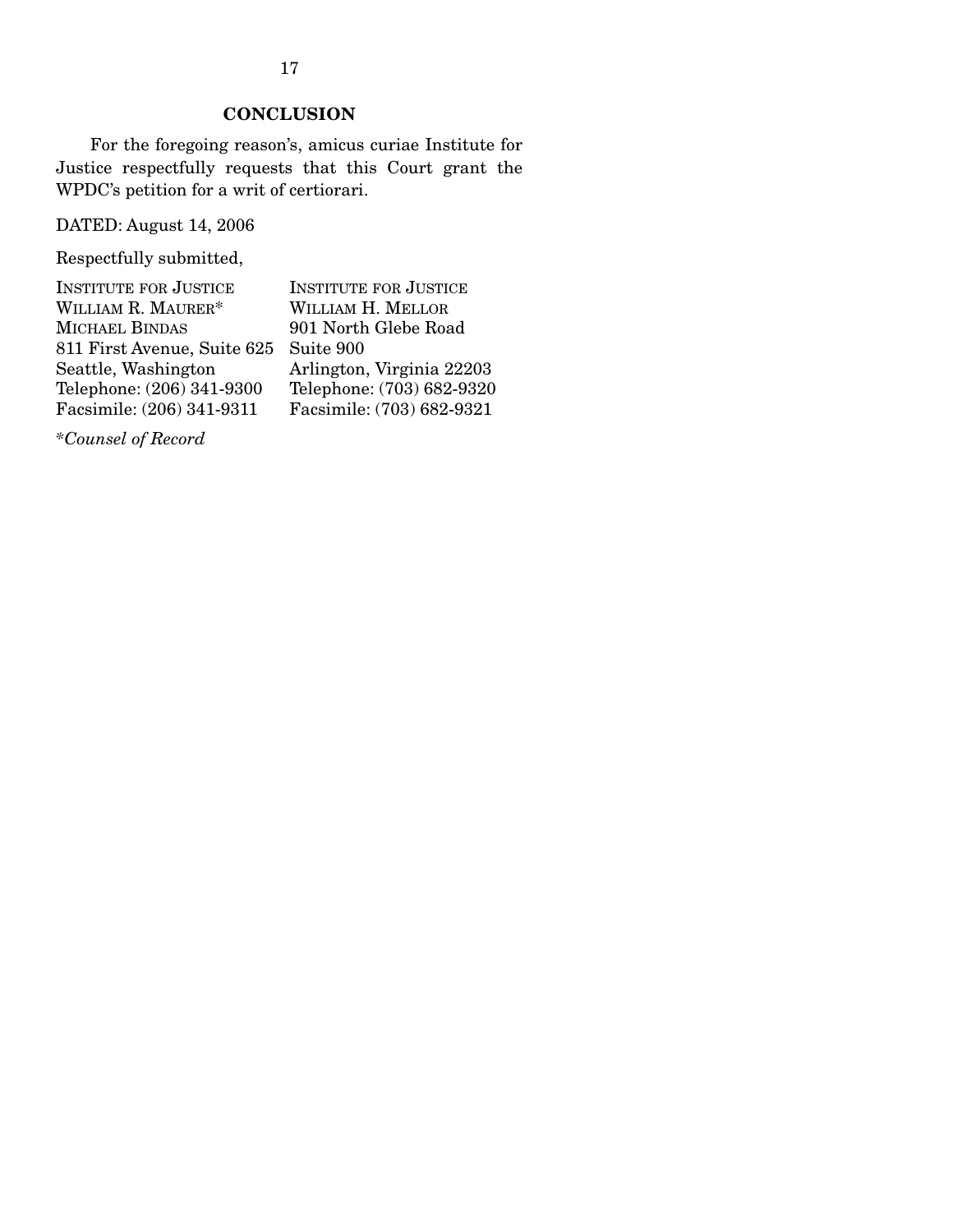## CONCLUSION

For the foregoing reason's, amicus curiae Institute for Justice respectfully requests that this Court grant the WPDC's petition for a writ of certiorari.

DATED: August 14, 2006

Respectfully submitted,

INSTITUTE FOR JUSTICE
WILLIAM R. MAURER*
MICHAEL BINDAS
811 First Avenue, Suite 625
Seattle, Washington
Telephone: (206) 341-9300
Facsimile: (206) 341-9311

INSTITUTE FOR JUSTICE
WILLIAM H. MELLOR
901 North Glebe Road
Suite 900
Arlington, Virginia 22203
Telephone: (703) 682-9320
Facsimile: (703) 682-9321

**Counsel of Record*